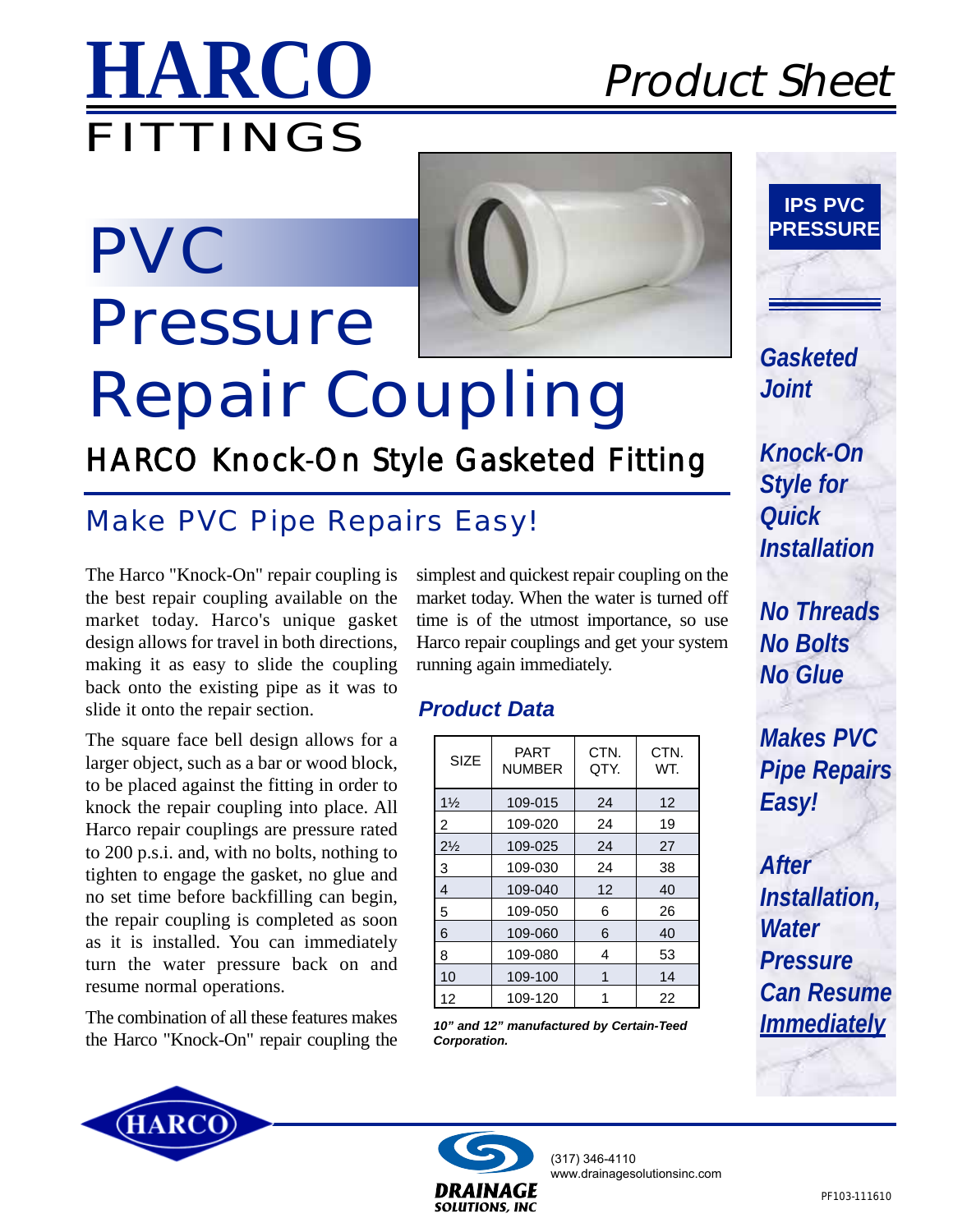# HARCO FITTINGS

## Product Sheet

# PVC Pressure Repair Coupling

## HARCO Knock-On Style Gasketed Fitting

## Make PVC Pipe Repairs Easy!

The Harco "Knock-On" repair coupling is the best repair coupling available on the market today. Harco's unique gasket design allows for travel in both directions, making it as easy to slide the coupling back onto the existing pipe as it was to slide it onto the repair section.

The square face bell design allows for a larger object, such as a bar or wood block, to be placed against the fitting in order to knock the repair coupling into place. All Harco repair couplings are pressure rated to 200 p.s.i. and, with no bolts, nothing to tighten to engage the gasket, no glue and no set time before backfilling can begin, the repair coupling is completed as soon as it is installed. You can immediately turn the water pressure back on and resume normal operations.

The combination of all these features makes the Harco "Knock-On" repair coupling the simplest and quickest repair coupling on the market today. When the water is turned off time is of the utmost importance, so use Harco repair couplings and get your system running again immediately.

### Product Data

| SIZE | PART NUMBER | CTN. QTY. | CTN. WT. |
|---|---|---|---|
| 1½ | 109-015 | 24 | 12 |
| 2 | 109-020 | 24 | 19 |
| 2½ | 109-025 | 24 | 27 |
| 3 | 109-030 | 24 | 38 |
| 4 | 109-040 | 12 | 40 |
| 5 | 109-050 | 6 | 26 |
| 6 | 109-060 | 6 | 40 |
| 8 | 109-080 | 4 | 53 |
| 10 | 109-100 | 1 | 14 |
| 12 | 109-120 | 1 | 22 |

***10" and 12" manufactured by Certain-Teed Corporation.***

**IPS PVC PRESSURE**

***Gasketed Joint***

***Knock-On Style for Quick Installation***

***No Threads***
***No Bolts***
***No Glue***

***Makes PVC Pipe Repairs Easy!***

***After Installation, Water Pressure Can Resume Immediately***

HARCO

DRAINAGE SOLUTIONS, INC

(317) 346-4110
www.drainagesolutionsinc.com

PF103-111610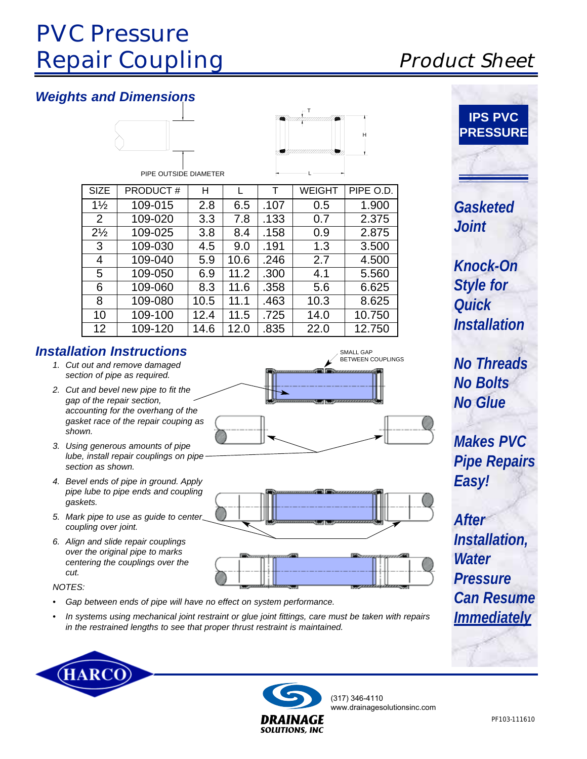# PVC Pressure Repair Coupling

*Product Sheet*

## *Weights and Dimensions*

PIPE OUTSIDE DIAMETER

T

H

L

| SIZE | PRODUCT # | H | L | T | WEIGHT | PIPE O.D. |
|---|---|---|---|---|---|---|
| 1½ | 109-015 | 2.8 | 6.5 | .107 | 0.5 | 1.900 |
| 2 | 109-020 | 3.3 | 7.8 | .133 | 0.7 | 2.375 |
| 2½ | 109-025 | 3.8 | 8.4 | .158 | 0.9 | 2.875 |
| 3 | 109-030 | 4.5 | 9.0 | .191 | 1.3 | 3.500 |
| 4 | 109-040 | 5.9 | 10.6 | .246 | 2.7 | 4.500 |
| 5 | 109-050 | 6.9 | 11.2 | .300 | 4.1 | 5.560 |
| 6 | 109-060 | 8.3 | 11.6 | .358 | 5.6 | 6.625 |
| 8 | 109-080 | 10.5 | 11.1 | .463 | 10.3 | 8.625 |
| 10 | 109-100 | 12.4 | 11.5 | .725 | 14.0 | 10.750 |
| 12 | 109-120 | 14.6 | 12.0 | .835 | 22.0 | 12.750 |

## *Installation Instructions*

SMALL GAP BETWEEN COUPLINGS

1. *Cut out and remove damaged section of pipe as required.*
2. *Cut and bevel new pipe to fit the gap of the repair section, accounting for the overhang of the gasket race of the repair couping as shown.*
3. *Using generous amounts of pipe lube, install repair couplings on pipe section as shown.*
4. *Bevel ends of pipe in ground. Apply pipe lube to pipe ends and coupling gaskets.*
5. *Mark pipe to use as guide to center coupling over joint.*
6. *Align and slide repair couplings over the original pipe to marks centering the couplings over the cut.*

*NOTES:*

- *Gap between ends of pipe will have no effect on system performance.*
- *In systems using mechanical joint restraint or glue joint fittings, care must be taken with repairs in the restrained lengths to see that proper thrust restraint is maintained.*

**IPS PVC PRESSURE**

***Gasketed Joint***

***Knock-On Style for Quick Installation***

***No Threads No Bolts No Glue***

***Makes PVC Pipe Repairs Easy!***

***After Installation, Water Pressure Can Resume Immediately***

HARCO

DRAINAGE SOLUTIONS, INC

(317) 346-4110
www.drainagesolutionsinc.com

PF103-111610